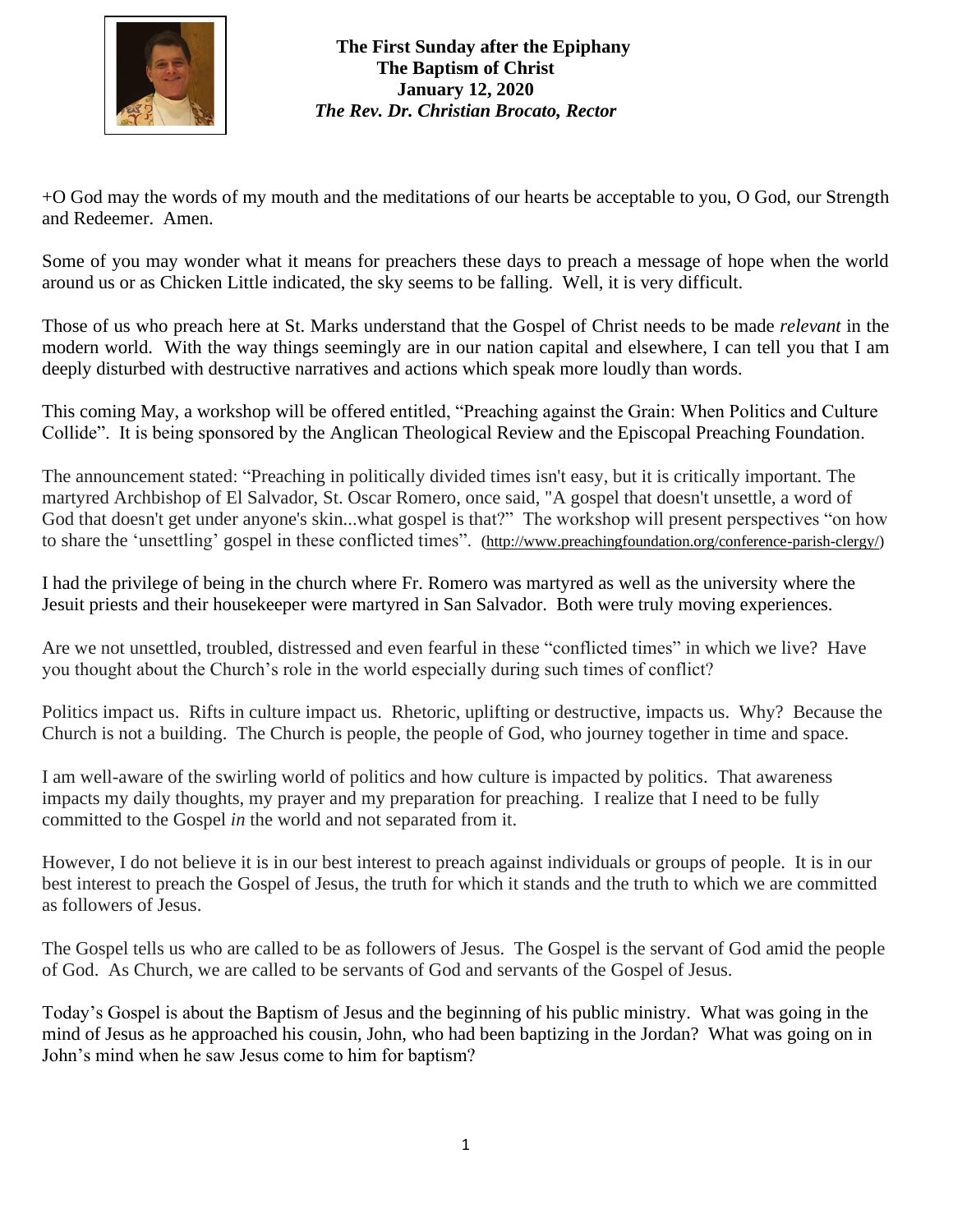**The First Sunday after the Epiphany**
**The Baptism of Christ**
**January 12, 2020**
***The Rev. Dr. Christian Brocato, Rector***

+O God may the words of my mouth and the meditations of our hearts be acceptable to you, O God, our Strength and Redeemer. Amen.

Some of you may wonder what it means for preachers these days to preach a message of hope when the world around us or as Chicken Little indicated, the sky seems to be falling. Well, it is very difficult.

Those of us who preach here at St. Marks understand that the Gospel of Christ needs to be made *relevant* in the modern world. With the way things seemingly are in our nation capital and elsewhere, I can tell you that I am deeply disturbed with destructive narratives and actions which speak more loudly than words.

This coming May, a workshop will be offered entitled, "Preaching against the Grain: When Politics and Culture Collide". It is being sponsored by the Anglican Theological Review and the Episcopal Preaching Foundation.

The announcement stated: "Preaching in politically divided times isn't easy, but it is critically important. The martyred Archbishop of El Salvador, St. Oscar Romero, once said, "A gospel that doesn't unsettle, a word of God that doesn't get under anyone's skin...what gospel is that?" The workshop will present perspectives "on how to share the 'unsettling' gospel in these conflicted times". (http://www.preachingfoundation.org/conference-parish-clergy/)

I had the privilege of being in the church where Fr. Romero was martyred as well as the university where the Jesuit priests and their housekeeper were martyred in San Salvador. Both were truly moving experiences.

Are we not unsettled, troubled, distressed and even fearful in these "conflicted times" in which we live? Have you thought about the Church's role in the world especially during such times of conflict?

Politics impact us. Rifts in culture impact us. Rhetoric, uplifting or destructive, impacts us. Why? Because the Church is not a building. The Church is people, the people of God, who journey together in time and space.

I am well-aware of the swirling world of politics and how culture is impacted by politics. That awareness impacts my daily thoughts, my prayer and my preparation for preaching. I realize that I need to be fully committed to the Gospel *in* the world and not separated from it.

However, I do not believe it is in our best interest to preach against individuals or groups of people. It is in our best interest to preach the Gospel of Jesus, the truth for which it stands and the truth to which we are committed as followers of Jesus.

The Gospel tells us who are called to be as followers of Jesus. The Gospel is the servant of God amid the people of God. As Church, we are called to be servants of God and servants of the Gospel of Jesus.

Today's Gospel is about the Baptism of Jesus and the beginning of his public ministry. What was going in the mind of Jesus as he approached his cousin, John, who had been baptizing in the Jordan? What was going on in John's mind when he saw Jesus come to him for baptism?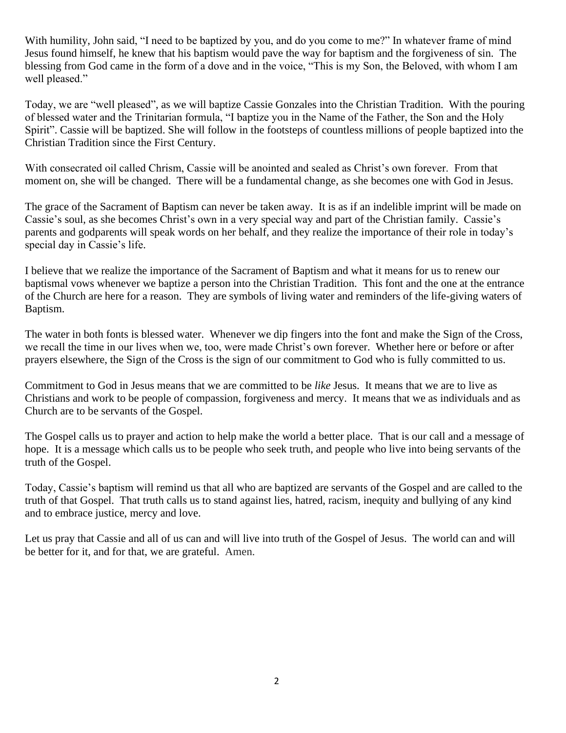With humility, John said, "I need to be baptized by you, and do you come to me?" In whatever frame of mind Jesus found himself, he knew that his baptism would pave the way for baptism and the forgiveness of sin. The blessing from God came in the form of a dove and in the voice, "This is my Son, the Beloved, with whom I am well pleased."

Today, we are "well pleased", as we will baptize Cassie Gonzales into the Christian Tradition. With the pouring of blessed water and the Trinitarian formula, "I baptize you in the Name of the Father, the Son and the Holy Spirit". Cassie will be baptized. She will follow in the footsteps of countless millions of people baptized into the Christian Tradition since the First Century.

With consecrated oil called Chrism, Cassie will be anointed and sealed as Christ's own forever. From that moment on, she will be changed. There will be a fundamental change, as she becomes one with God in Jesus.

The grace of the Sacrament of Baptism can never be taken away. It is as if an indelible imprint will be made on Cassie's soul, as she becomes Christ's own in a very special way and part of the Christian family. Cassie's parents and godparents will speak words on her behalf, and they realize the importance of their role in today's special day in Cassie's life.

I believe that we realize the importance of the Sacrament of Baptism and what it means for us to renew our baptismal vows whenever we baptize a person into the Christian Tradition. This font and the one at the entrance of the Church are here for a reason. They are symbols of living water and reminders of the life-giving waters of Baptism.

The water in both fonts is blessed water. Whenever we dip fingers into the font and make the Sign of the Cross, we recall the time in our lives when we, too, were made Christ's own forever. Whether here or before or after prayers elsewhere, the Sign of the Cross is the sign of our commitment to God who is fully committed to us.

Commitment to God in Jesus means that we are committed to be *like* Jesus. It means that we are to live as Christians and work to be people of compassion, forgiveness and mercy. It means that we as individuals and as Church are to be servants of the Gospel.

The Gospel calls us to prayer and action to help make the world a better place. That is our call and a message of hope. It is a message which calls us to be people who seek truth, and people who live into being servants of the truth of the Gospel.

Today, Cassie's baptism will remind us that all who are baptized are servants of the Gospel and are called to the truth of that Gospel. That truth calls us to stand against lies, hatred, racism, inequity and bullying of any kind and to embrace justice, mercy and love.

Let us pray that Cassie and all of us can and will live into truth of the Gospel of Jesus. The world can and will be better for it, and for that, we are grateful. Amen.